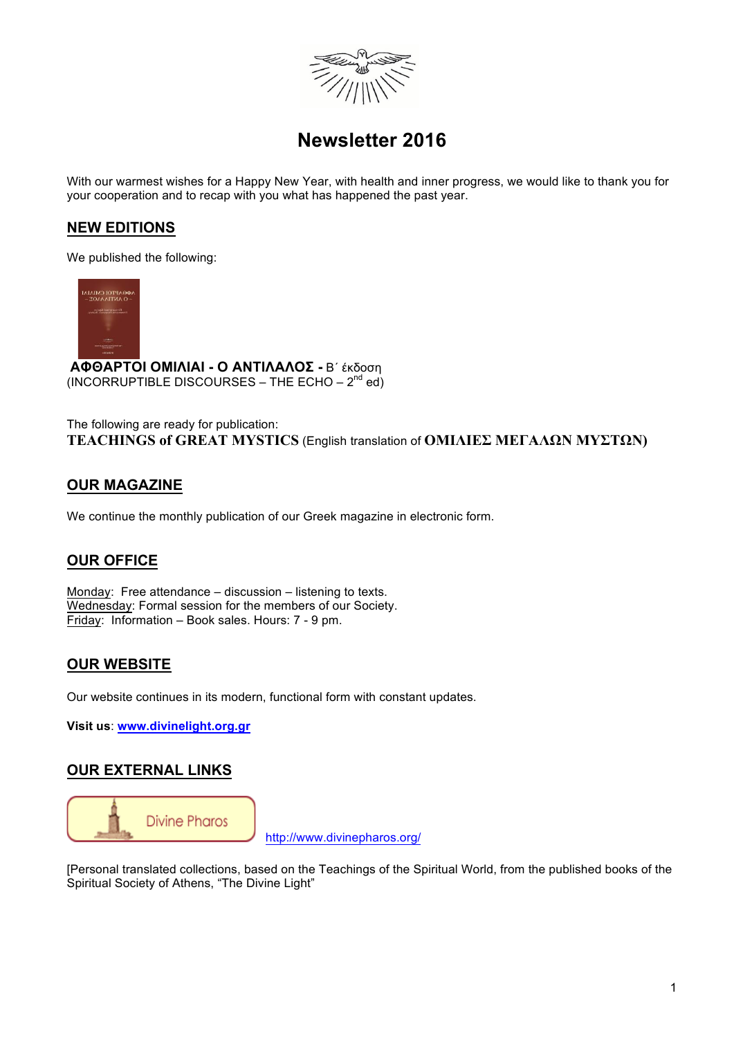# Newsletter 2016

With our warmest wishes for a Happy New Year, with health and inner progress, we would like to thank you for your cooperation and to recap with you what has happened the past year.

## NEW EDITIONS

We published the following:

**ΑΦΘΑΡΤΟΙ ΟΜΙΛΙΑΙ - Ο ΑΝΤΙΛΑΛΟΣ -** Β΄ έκδοση
(INCORRUPTIBLE DISCOURSES – THE ECHO – 2nd ed)

The following are ready for publication:
**TEACHINGS of GREAT MYSTICS** (English translation of **ΟΜΙΛΙΕΣ ΜΕΓΑΛΩΝ ΜΥΣΤΩΝ)**

## OUR MAGAZINE

We continue the monthly publication of our Greek magazine in electronic form.

## OUR OFFICE

Monday: Free attendance – discussion – listening to texts.
Wednesday: Formal session for the members of our Society.
Friday: Information – Book sales. Hours: 7 - 9 pm.

## OUR WEBSITE

Our website continues in its modern, functional form with constant updates.

**Visit us**: **www.divinelight.org.gr**

## OUR EXTERNAL LINKS

Divine Pharos http://www.divinepharos.org/

[Personal translated collections, based on the Teachings of the Spiritual World, from the published books of the Spiritual Society of Athens, "The Divine Light"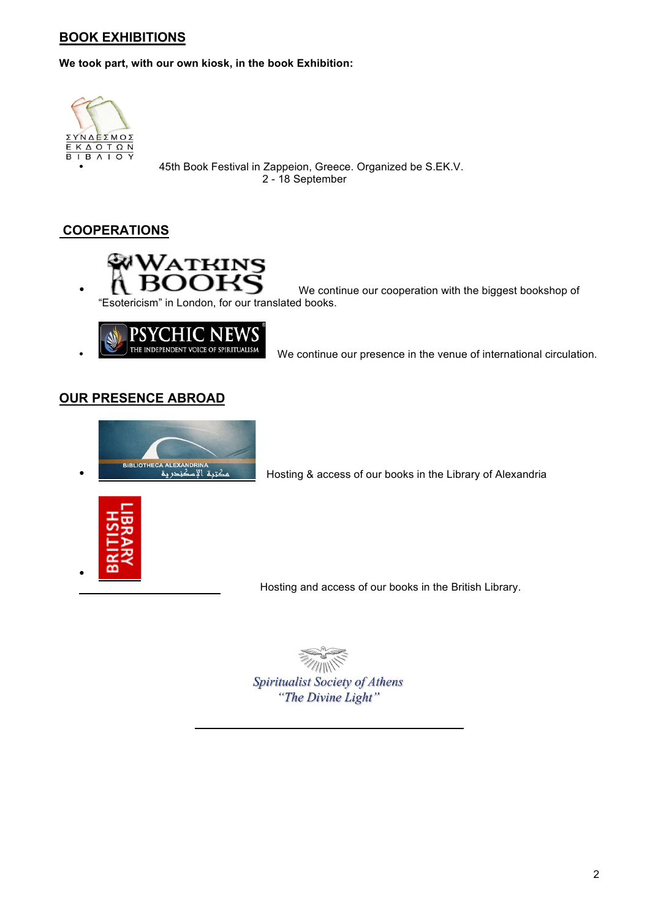## BOOK EXHIBITIONS

**We took part, with our own kiosk, in the book Exhibition:**

ΣΥΝΔΕΣΜΟΣ ΕΚΔΟΤΩΝ ΒΙΒΛΙΟΥ

- 45th Book Festival in Zappeion, Greece. Organized be S.EK.V. 2 - 18 September

## COOPERATIONS

- WATKINS BOOKS We continue our cooperation with the biggest bookshop of "Esotericism" in London, for our translated books.
- PSYCHIC NEWS THE INDEPENDENT VOICE OF SPIRITUALISM We continue our presence in the venue of international circulation.

## OUR PRESENCE ABROAD

- BIBLIOTHECA ALEXANDRINA مكتبة الإسكندرية Hosting & access of our books in the Library of Alexandria
- BRITISH LIBRARY Hosting and access of our books in the British Library.

*Spiritualist Society of Athens*
*"The Divine Light"*